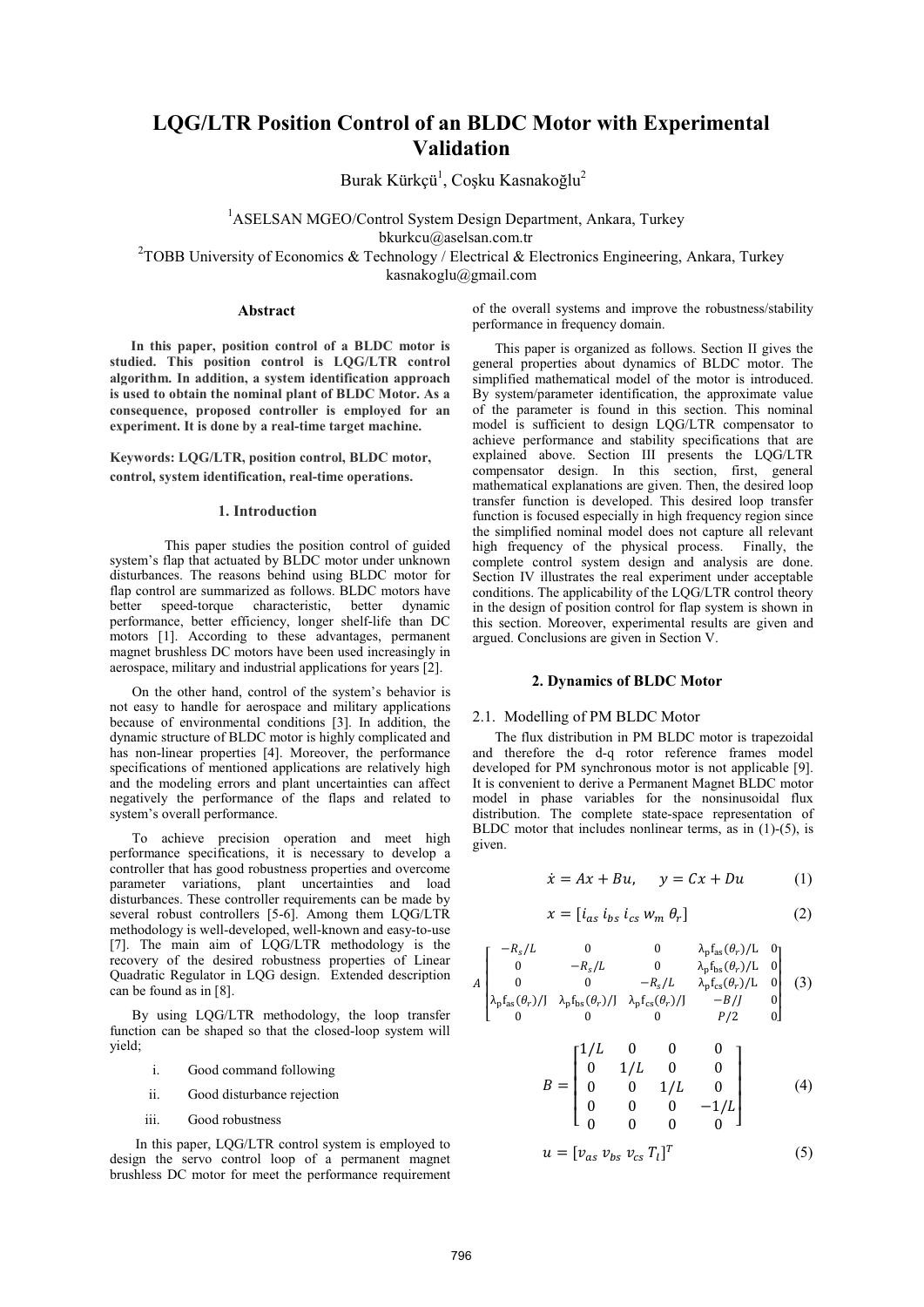# LQG/LTR Position Control of an BLDC Motor with Experimental Validation

Burak Kürkçü[1], Coşku Kasnakoğlu[2]

[1]ASELSAN MGEO/Control System Design Department, Ankara, Turkey
bkurkcu@aselsan.com.tr
[2]TOBB University of Economics & Technology / Electrical & Electronics Engineering, Ankara, Turkey
kasnakoglu@gmail.com

### Abstract

**In this paper, position control of a BLDC motor is studied. This position control is LQG/LTR control algorithm. In addition, a system identification approach is used to obtain the nominal plant of BLDC Motor. As a consequence, proposed controller is employed for an experiment. It is done by a real-time target machine.**

**Keywords: LQG/LTR, position control, BLDC motor, control, system identification, real-time operations.**

## 1. Introduction

This paper studies the position control of guided system's flap that actuated by BLDC motor under unknown disturbances. The reasons behind using BLDC motor for flap control are summarized as follows. BLDC motors have better speed-torque characteristic, better dynamic performance, better efficiency, longer shelf-life than DC motors [1]. According to these advantages, permanent magnet brushless DC motors have been used increasingly in aerospace, military and industrial applications for years [2].

On the other hand, control of the system's behavior is not easy to handle for aerospace and military applications because of environmental conditions [3]. In addition, the dynamic structure of BLDC motor is highly complicated and has non-linear properties [4]. Moreover, the performance specifications of mentioned applications are relatively high and the modeling errors and plant uncertainties can affect negatively the performance of the flaps and related to system's overall performance.

To achieve precision operation and meet high performance specifications, it is necessary to develop a controller that has good robustness properties and overcome parameter variations, plant uncertainties and load disturbances. These controller requirements can be made by several robust controllers [5-6]. Among them LQG/LTR methodology is well-developed, well-known and easy-to-use [7]. The main aim of LQG/LTR methodology is the recovery of the desired robustness properties of Linear Quadratic Regulator in LQG design. Extended description can be found as in [8].

By using LQG/LTR methodology, the loop transfer function can be shaped so that the closed-loop system will yield;

i. Good command following

ii. Good disturbance rejection

iii. Good robustness

In this paper, LQG/LTR control system is employed to design the servo control loop of a permanent magnet brushless DC motor for meet the performance requirement of the overall systems and improve the robustness/stability performance in frequency domain.

This paper is organized as follows. Section II gives the general properties about dynamics of BLDC motor. The simplified mathematical model of the motor is introduced. By system/parameter identification, the approximate value of the parameter is found in this section. This nominal model is sufficient to design LQG/LTR compensator to achieve performance and stability specifications that are explained above. Section III presents the LQG/LTR compensator design. In this section, first, general mathematical explanations are given. Then, the desired loop transfer function is developed. This desired loop transfer function is focused especially in high frequency region since the simplified nominal model does not capture all relevant high frequency of the physical process. Finally, the complete control system design and analysis are done. Section IV illustrates the real experiment under acceptable conditions. The applicability of the LQG/LTR control theory in the design of position control for flap system is shown in this section. Moreover, experimental results are given and argued. Conclusions are given in Section V.

## 2. Dynamics of BLDC Motor

### 2.1. Modelling of PM BLDC Motor

The flux distribution in PM BLDC motor is trapezoidal and therefore the d-q rotor reference frames model developed for PM synchronous motor is not applicable [9]. It is convenient to derive a Permanent Magnet BLDC motor model in phase variables for the nonsinusoidal flux distribution. The complete state-space representation of BLDC motor that includes nonlinear terms, as in (1)-(5), is given.

$$\dot{x} = Ax + Bu, \quad y = Cx + Du \tag{1}$$

$$x = [i_{as}\ i_{bs}\ i_{cs}\ w_m\ \theta_r] \tag{2}$$

$$A\begin{bmatrix} -R_s/L & 0 & 0 & \lambda_p f_{as}(\theta_r)/L & 0 \\ 0 & -R_s/L & 0 & \lambda_p f_{bs}(\theta_r)/L & 0 \\ 0 & 0 & -R_s/L & \lambda_p f_{cs}(\theta_r)/L & 0 \\ \lambda_p f_{as}(\theta_r)/J & \lambda_p f_{bs}(\theta_r)/J & \lambda_p f_{cs}(\theta_r)/J & -B/J & 0 \\ 0 & 0 & 0 & P/2 & 0 \end{bmatrix} \tag{3}$$

$$B = \begin{bmatrix} 1/L & 0 & 0 & 0 \\ 0 & 1/L & 0 & 0 \\ 0 & 0 & 1/L & 0 \\ 0 & 0 & 0 & -1/L \\ 0 & 0 & 0 & 0 \end{bmatrix} \tag{4}$$

$$u = [v_{as}\ v_{bs}\ v_{cs}\ T_l]^T \tag{5}$$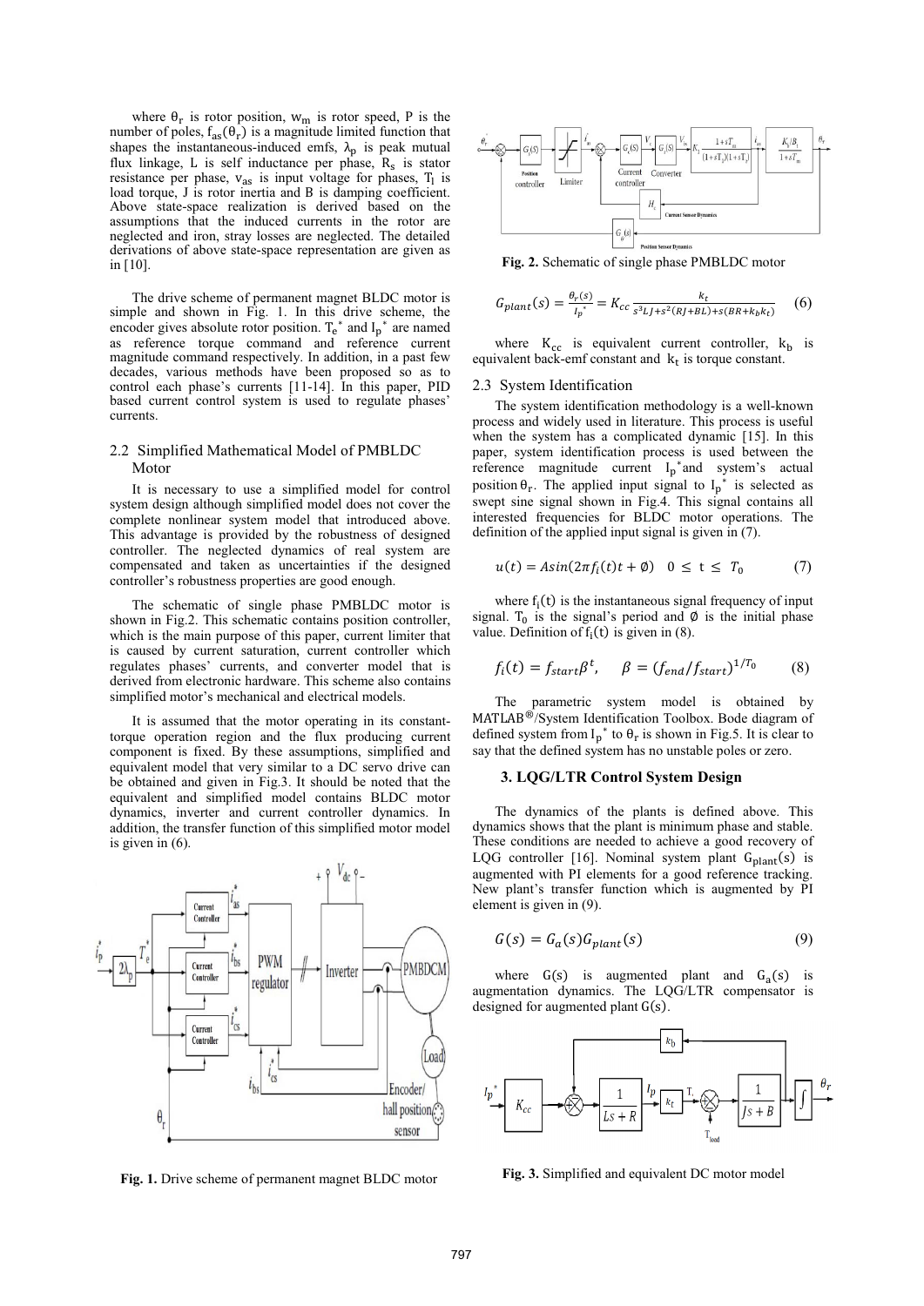where $\theta_r$ is rotor position, $w_m$ is rotor speed, P is the number of poles, $f_{as}(\theta_r)$ is a magnitude limited function that shapes the instantaneous-induced emfs, $\lambda_p$ is peak mutual flux linkage, L is self inductance per phase, $R_s$ is stator resistance per phase, $v_{as}$ is input voltage for phases, $T_l$ is load torque, J is rotor inertia and B is damping coefficient. Above state-space realization is derived based on the assumptions that the induced currents in the rotor are neglected and iron, stray losses are neglected. The detailed derivations of above state-space representation are given as in [10].

The drive scheme of permanent magnet BLDC motor is simple and shown in Fig. 1. In this drive scheme, the encoder gives absolute rotor position. $T_e^*$ and $I_p^*$ are named as reference torque command and reference current magnitude command respectively. In addition, in a past few decades, various methods have been proposed so as to control each phase's currents [11-14]. In this paper, PID based current control system is used to regulate phases' currents.

### 2.2 Simplified Mathematical Model of PMBLDC Motor

It is necessary to use a simplified model for control system design although simplified model does not cover the complete nonlinear system model that introduced above. This advantage is provided by the robustness of designed controller. The neglected dynamics of real system are compensated and taken as uncertainities if the designed controller's robustness properties are good enough.

The schematic of single phase PMBLDC motor is shown in Fig.2. This schematic contains position controller, which is the main purpose of this paper, current limiter that is caused by current saturation, current controller which regulates phases' currents, and converter model that is derived from electronic hardware. This scheme also contains simplified motor's mechanical and electrical models.

It is assumed that the motor operating in its constant-torque operation region and the flux producing current component is fixed. By these assumptions, simplified and equivalent model that very similar to a DC servo drive can be obtained and given in Fig.3. It should be noted that the equivalent and simplified model contains BLDC motor dynamics, inverter and current controller dynamics. In addition, the transfer function of this simplified motor model is given in (6).

**Fig. 1.** Drive scheme of permanent magnet BLDC motor

**Fig. 2.** Schematic of single phase PMBLDC motor

$$G_{plant}(s) = \frac{\theta_r(s)}{I_p^*} = K_{cc}\frac{k_t}{s^3LJ + s^2(RJ+BL) + s(BR+k_b k_t)} \quad (6)$$

where $K_{cc}$ is equivalent current controller, $k_b$ is equivalent back-emf constant and $k_t$ is torque constant.

### 2.3 System Identification

The system identification methodology is a well-known process and widely used in literature. This process is useful when the system has a complicated dynamic [15]. In this paper, system identification process is used between the reference magnitude current $I_p^*$ and system's actual position $\theta_r$. The applied input signal to $I_p^*$ is selected as swept sine signal shown in Fig.4. This signal contains all interested frequencies for BLDC motor operations. The definition of the applied input signal is given in (7).

$$u(t) = A\sin(2\pi f_i(t)t + \emptyset) \quad 0 \le t \le T_0 \quad (7)$$

where $f_i(t)$ is the instantaneous signal frequency of input signal. $T_0$ is the signal's period and $\emptyset$ is the initial phase value. Definition of $f_i(t)$ is given in (8).

$$f_i(t) = f_{start}\beta^t, \quad \beta = (f_{end}/f_{start})^{1/T_0} \quad (8)$$

The parametric system model is obtained by MATLAB®/System Identification Toolbox. Bode diagram of defined system from $I_p^*$ to $\theta_r$ is shown in Fig.5. It is clear to say that the defined system has no unstable poles or zero.

## 3. LQG/LTR Control System Design

The dynamics of the plants is defined above. This dynamics shows that the plant is minimum phase and stable. These conditions are needed to achieve a good recovery of LQG controller [16]. Nominal system plant $G_{plant}(s)$ is augmented with PI elements for a good reference tracking. New plant's transfer function which is augmented by PI element is given in (9).

$$G(s) = G_a(s)G_{plant}(s) \quad (9)$$

where $G(s)$ is augmented plant and $G_a(s)$ is augmentation dynamics. The LQG/LTR compensator is designed for augmented plant $G(s)$.

**Fig. 3.** Simplified and equivalent DC motor model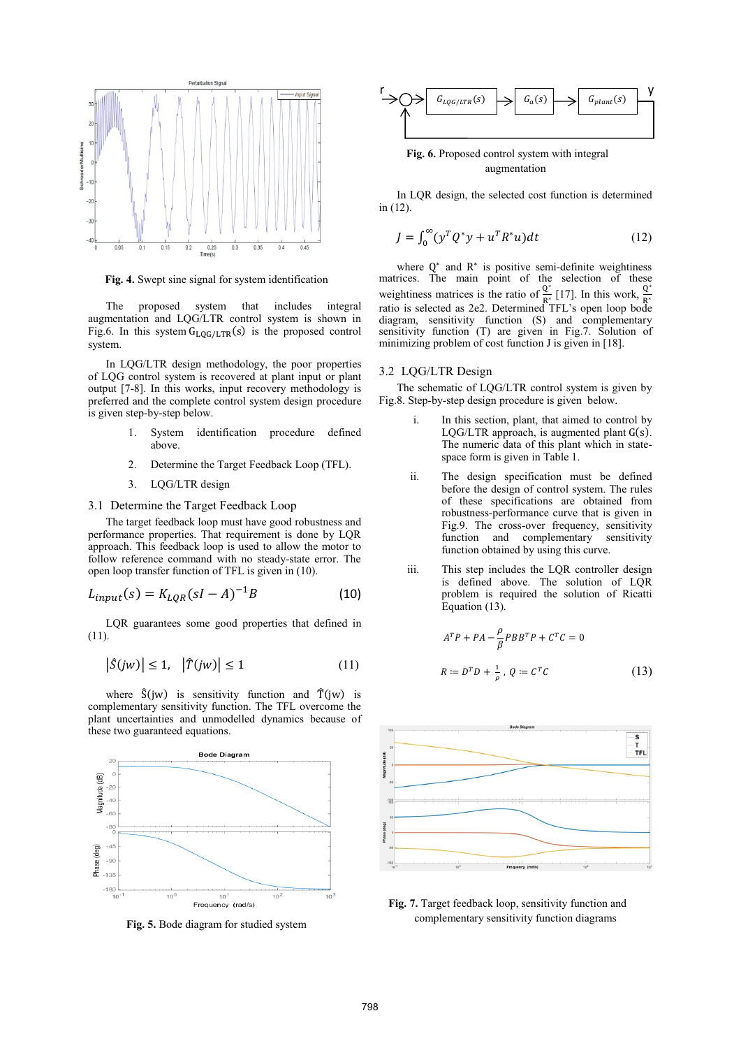Fig. 4. Swept sine signal for system identification

The proposed system that includes integral augmentation and LQG/LTR control system is shown in Fig.6. In this system $G_{LQG/LTR}(s)$ is the proposed control system.

In LQG/LTR design methodology, the poor properties of LQG control system is recovered at plant input or plant output [7-8]. In this works, input recovery methodology is preferred and the complete control system design procedure is given step-by-step below.

1. System identification procedure defined above.
2. Determine the Target Feedback Loop (TFL).
3. LQG/LTR design

## 3.1 Determine the Target Feedback Loop

The target feedback loop must have good robustness and performance properties. That requirement is done by LQR approach. This feedback loop is used to allow the motor to follow reference command with no steady-state error. The open loop transfer function of TFL is given in (10).

$$L_{input}(s) = K_{LQR}(sI - A)^{-1}B \tag{10}$$

LQR guarantees some good properties that defined in (11).

$$\left|\hat{S}(jw)\right| \leq 1, \quad \left|\hat{T}(jw)\right| \leq 1 \tag{11}$$

where $\hat{S}(jw)$ is sensitivity function and $\hat{T}(jw)$ is complementary sensitivity function. The TFL overcome the plant uncertainties and unmodelled dynamics because of these two guaranteed equations.

Fig. 5. Bode diagram for studied system

Fig. 6. Proposed control system with integral augmentation

In LQR design, the selected cost function is determined in (12).

$$J = \int_0^{\infty}(y^T Q^* y + u^T R^* u)dt \tag{12}$$

where $Q^*$ and $R^*$ is positive semi-definite weightiness matrices. The main point of the selection of these weightiness matrices is the ratio of $\frac{Q^*}{R^*}$ [17]. In this work, $\frac{Q^*}{R^*}$ ratio is selected as 2e2. Determined TFL's open loop bode diagram, sensitivity function (S) and complementary sensitivity function (T) are given in Fig.7. Solution of minimizing problem of cost function J is given in [18].

## 3.2 LQG/LTR Design

The schematic of LQG/LTR control system is given by Fig.8. Step-by-step design procedure is given below.

i. In this section, plant, that aimed to control by LQG/LTR approach, is augmented plant G(s). The numeric data of this plant which in state-space form is given in Table 1.

ii. The design specification must be defined before the design of control system. The rules of these specifications are obtained from robustness-performance curve that is given in Fig.9. The cross-over frequency, sensitivity function and complementary sensitivity function obtained by using this curve.

iii. This step includes the LQR controller design is defined above. The solution of LQR problem is required the solution of Ricatti Equation (13).

$$A^T P + PA - \frac{\rho}{\beta} PBB^T P + C^T C = 0$$

$$R \coloneqq D^T D + \frac{1}{\rho},\ Q \coloneqq C^T C \tag{13}$$

Fig. 7. Target feedback loop, sensitivity function and complementary sensitivity function diagrams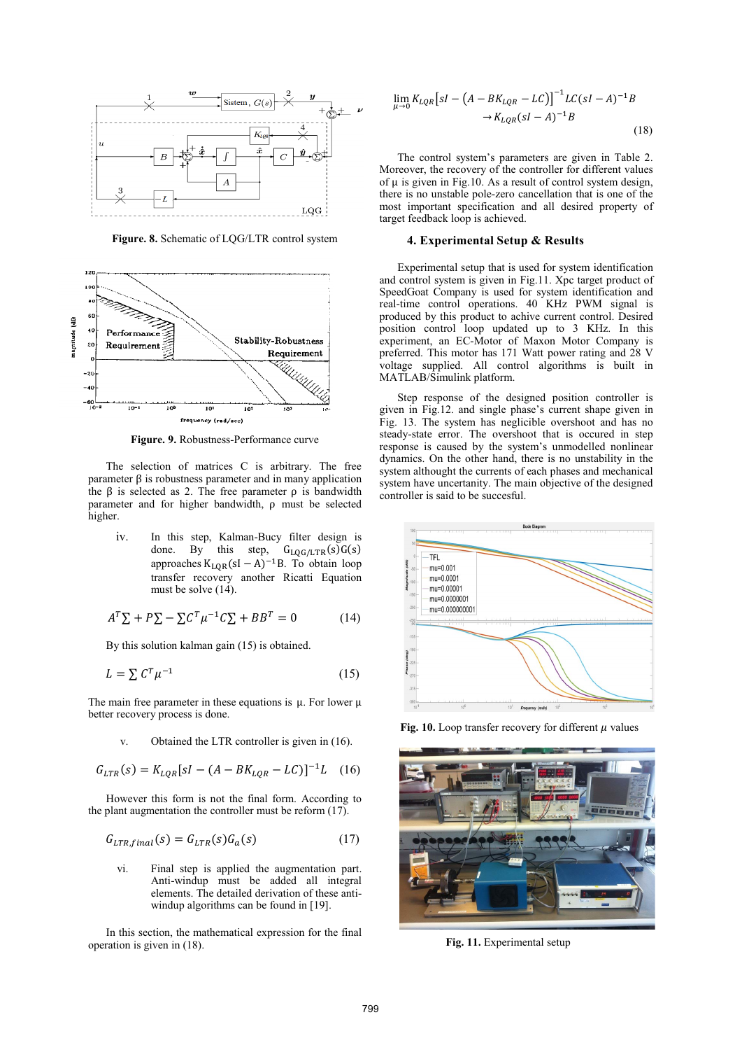Figure. 8. Schematic of LQG/LTR control system

Figure. 9. Robustness-Performance curve

The selection of matrices C is arbitrary. The free parameter β is robustness parameter and in many application the β is selected as 2. The free parameter ρ is bandwidth parameter and for higher bandwidth, ρ must be selected higher.

iv. In this step, Kalman-Bucy filter design is done. By this step, $G_{LQG/LTR}(s)G(s)$ approaches $K_{LQR}(sI-A)^{-1}B$. To obtain loop transfer recovery another Ricatti Equation must be solve (14).

$$A^T\Sigma + P\Sigma - \Sigma C^T\mu^{-1}C\Sigma + BB^T = 0 \tag{14}$$

By this solution kalman gain (15) is obtained.

$$L = \Sigma\, C^T\mu^{-1} \tag{15}$$

The main free parameter in these equations is μ. For lower μ better recovery process is done.

v. Obtained the LTR controller is given in (16).

$$G_{LTR}(s) = K_{LQR}[sI - (A - BK_{LQR} - LC)]^{-1}L \tag{16}$$

However this form is not the final form. According to the plant augmentation the controller must be reform (17).

$$G_{LTR,final}(s) = G_{LTR}(s)G_a(s) \tag{17}$$

vi. Final step is applied the augmentation part. Anti-windup must be added all integral elements. The detailed derivation of these anti-windup algorithms can be found in [19].

In this section, the mathematical expression for the final operation is given in (18).

$$\lim_{\mu \to 0} K_{LQR}\left[sI - \left(A - BK_{LQR} - LC\right)\right]^{-1} LC(sI-A)^{-1}B \rightarrow K_{LQR}(sI-A)^{-1}B \tag{18}$$

The control system's parameters are given in Table 2. Moreover, the recovery of the controller for different values of μ is given in Fig.10. As a result of control system design, there is no unstable pole-zero cancellation that is one of the most important specification and all desired property of target feedback loop is achieved.

## 4. Experimental Setup & Results

Experimental setup that is used for system identification and control system is given in Fig.11. Xpc target product of SpeedGoat Company is used for system identification and real-time control operations. 40 KHz PWM signal is produced by this product to achive current control. Desired position control loop updated up to 3 KHz. In this experiment, an EC-Motor of Maxon Motor Company is preferred. This motor has 171 Watt power rating and 28 V voltage supplied. All control algorithms is built in MATLAB/Simulink platform.

Step response of the designed position controller is given in Fig.12. and single phase's current shape given in Fig. 13. The system has negligible overshoot and has no steady-state error. The overshoot that is occured in step response is caused by the system's unmodelled nonlinear dynamics. On the other hand, there is no unstability in the system althought the currents of each phases and mechanical system have uncertainty. The main objective of the designed controller is said to be succesful.

Fig. 10. Loop transfer recovery for different $\mu$ values

Fig. 11. Experimental setup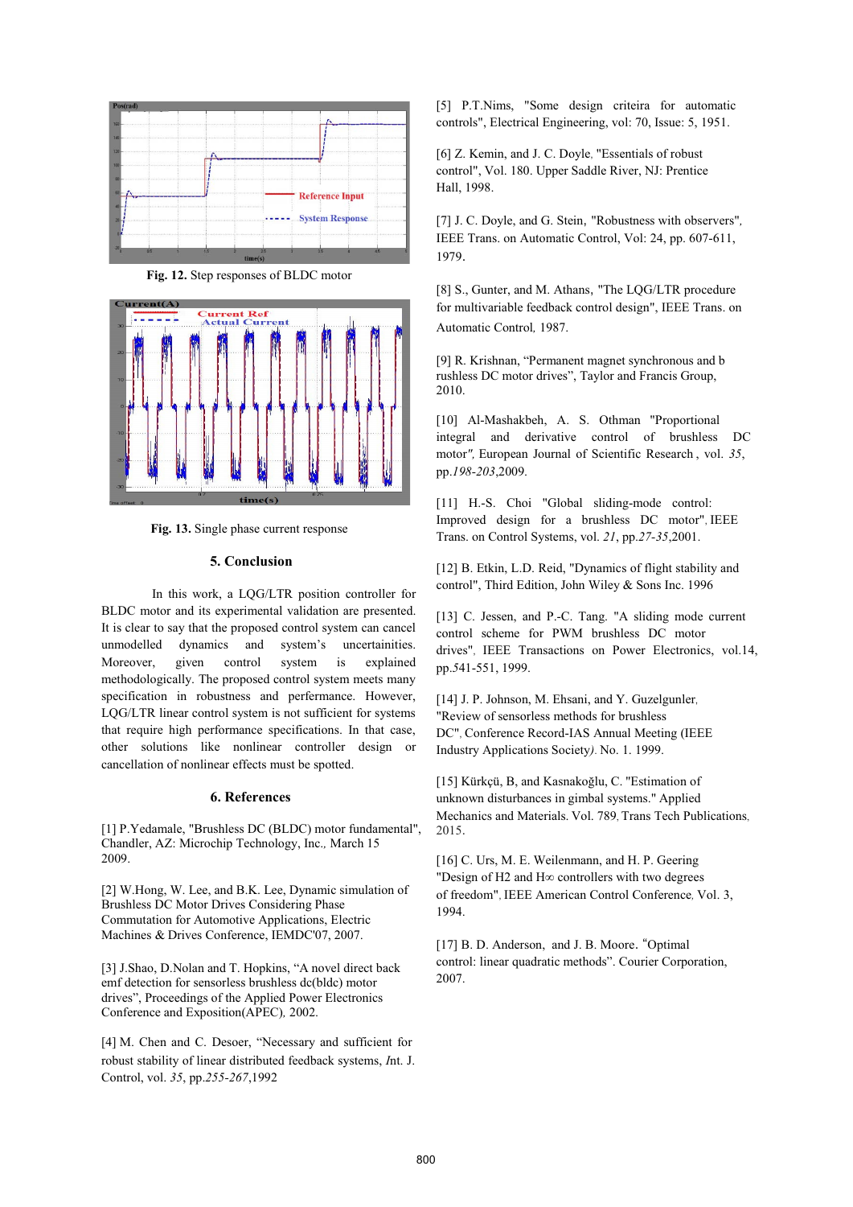Pos(rad)

Reference Input

System Response

time(s)

**Fig. 12.** Step responses of BLDC motor

Current(A)

Current Ref

Actual Current

time(s)

**Fig. 13.** Single phase current response

## 5. Conclusion

In this work, a LQG/LTR position controller for BLDC motor and its experimental validation are presented. It is clear to say that the proposed control system can cancel unmodelled dynamics and system's uncertainities. Moreover, given control system is explained methodologically. The proposed control system meets many specification in robustness and performance. However, LQG/LTR linear control system is not sufficient for systems that require high performance specifications. In that case, other solutions like nonlinear controller design or cancellation of nonlinear effects must be spotted.

## 6. References

[1] P.Yedamale, "Brushless DC (BLDC) motor fundamental", Chandler, AZ: Microchip Technology, Inc., March 15 2009.

[2] W.Hong, W. Lee, and B.K. Lee, Dynamic simulation of Brushless DC Motor Drives Considering Phase Commutation for Automotive Applications, Electric Machines & Drives Conference, IEMDC'07, 2007.

[3] J.Shao, D.Nolan and T. Hopkins, "A novel direct back emf detection for sensorless brushless dc(bldc) motor drives", Proceedings of the Applied Power Electronics Conference and Exposition(APEC), 2002.

[4] M. Chen and C. Desoer, "Necessary and sufficient for robust stability of linear distributed feedback systems, *I*nt. J. Control, vol. *35*, pp.*255-267*,1992

[5] P.T.Nims, "Some design criteira for automatic controls", Electrical Engineering, vol: 70, Issue: 5, 1951.

[6] Z. Kemin, and J. C. Doyle, "Essentials of robust control", Vol. 180. Upper Saddle River, NJ: Prentice Hall, 1998.

[7] J. C. Doyle, and G. Stein, "Robustness with observers", IEEE Trans. on Automatic Control, Vol: 24, pp. 607-611, 1979.

[8] S., Gunter, and M. Athans, "The LQG/LTR procedure for multivariable feedback control design", IEEE Trans. on Automatic Control, 1987.

[9] R. Krishnan, "Permanent magnet synchronous and b rushless DC motor drives", Taylor and Francis Group, 2010.

[10] Al-Mashakbeh, A. S. Othman "Proportional integral and derivative control of brushless DC motor*"*, European Journal of Scientific Research , vol. *35*, pp.*198-203*,2009.

[11] H.-S. Choi "Global sliding-mode control: Improved design for a brushless DC motor", IEEE Trans. on Control Systems, vol. *21*, pp.*27-35*,2001.

[12] B. Etkin, L.D. Reid, "Dynamics of flight stability and control", Third Edition, John Wiley & Sons Inc. 1996

[13] C. Jessen, and P.-C. Tang. "A sliding mode current control scheme for PWM brushless DC motor drives", IEEE Transactions on Power Electronics, vol.14, pp.541-551, 1999.

[14] J. P. Johnson, M. Ehsani, and Y. Guzelgunler, "Review of sensorless methods for brushless DC", Conference Record-IAS Annual Meeting (IEEE Industry Applications Society*)*. No. 1. 1999.

[15] Kürkçü, B, and Kasnakoğlu, C. "Estimation of unknown disturbances in gimbal systems." Applied Mechanics and Materials. Vol. 789, Trans Tech Publications, 2015.

[16] C. Urs, M. E. Weilenmann, and H. P. Geering "Design of H2 and H∞ controllers with two degrees of freedom", IEEE American Control Conference, Vol. 3, 1994.

[17] B. D. Anderson, and J. B. Moore. "Optimal control: linear quadratic methods". Courier Corporation, 2007.